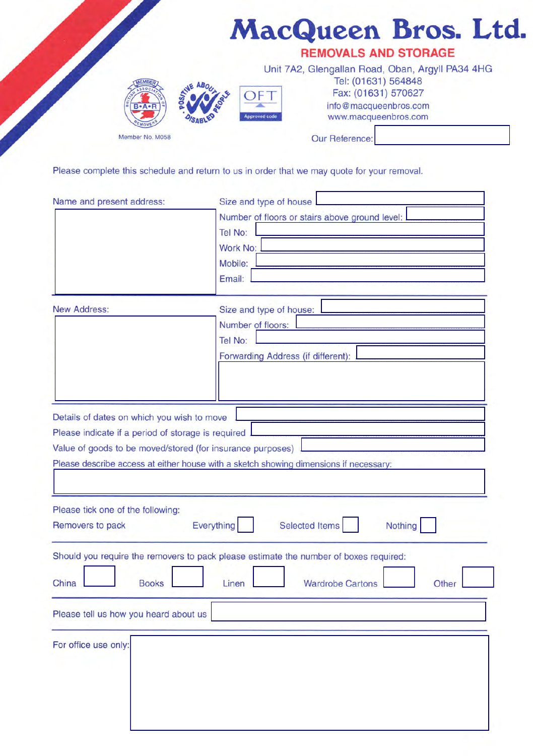# MacQueen Bros. Ltd.

## REMOVALS AND STORAGE

Unit 7A2, Glengallan Road, Oban, Argyll PA34 4HG
Tel: (01631) 564848
Fax: (01631) 570627
info@macqueenbros.com
www.macqueenbros.com

MEMBER BRITISH ASSOCIATION OF REMOVERS B•A•R

Member No. M058

POSITIVE ABOUT DISABLED PEOPLE

OFT Approved code

Our Reference:

Please complete this schedule and return to us in order that we may quote for your removal.

Name and present address:

Size and type of house

Number of floors or stairs above ground level:

Tel No:

Work No:

Mobile:

Email:

---

New Address:

Size and type of house:

Number of floors:

Tel No:

Forwarding Address (if different):

---

Details of dates on which you wish to move

Please indicate if a period of storage is required

Value of goods to be moved/stored (for insurance purposes)

Please describe access at either house with a sketch showing dimensions if necessary:

---

Please tick one of the following:

Removers to pack  Everything ☐  Selected Items ☐  Nothing ☐

---

Should you require the removers to pack please estimate the number of boxes required:

China ☐  Books ☐  Linen ☐  Wardrobe Cartons ☐  Other ☐

---

Please tell us how you heard about us

---

For office use only: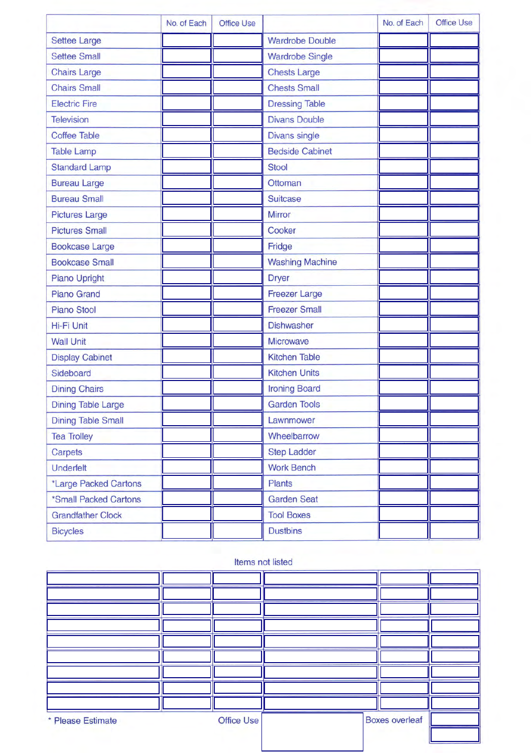| | No. of Each | Office Use | | No. of Each | Office Use |
|---|---|---|---|---|---|
| Settee Large | | | Wardrobe Double | | |
| Settee Small | | | Wardrobe Single | | |
| Chairs Large | | | Chests Large | | |
| Chairs Small | | | Chests Small | | |
| Electric Fire | | | Dressing Table | | |
| Television | | | Divans Double | | |
| Coffee Table | | | Divans single | | |
| Table Lamp | | | Bedside Cabinet | | |
| Standard Lamp | | | Stool | | |
| Bureau Large | | | Ottoman | | |
| Bureau Small | | | Suitcase | | |
| Pictures Large | | | Mirror | | |
| Pictures Small | | | Cooker | | |
| Bookcase Large | | | Fridge | | |
| Bookcase Small | | | Washing Machine | | |
| Piano Upright | | | Dryer | | |
| Piano Grand | | | Freezer Large | | |
| Piano Stool | | | Freezer Small | | |
| Hi-Fi Unit | | | Dishwasher | | |
| Wall Unit | | | Microwave | | |
| Display Cabinet | | | Kitchen Table | | |
| Sideboard | | | Kitchen Units | | |
| Dining Chairs | | | Ironing Board | | |
| Dining Table Large | | | Garden Tools | | |
| Dining Table Small | | | Lawnmower | | |
| Tea Trolley | | | Wheelbarrow | | |
| Carpets | | | Step Ladder | | |
| Underfelt | | | Work Bench | | |
| *Large Packed Cartons | | | Plants | | |
| *Small Packed Cartons | | | Garden Seat | | |
| Grandfather Clock | | | Tool Boxes | | |
| Bicycles | | | Dustbins | | |

Items not listed

| | | | | | |
|---|---|---|---|---|---|
| | | | | | |
| | | | | | |
| | | | | | |
| | | | | | |
| | | | | | |
| | | | | | |
| | | | | | |
| | | | | | |
| | | | | | |

\* Please Estimate

Office Use

Boxes overleaf